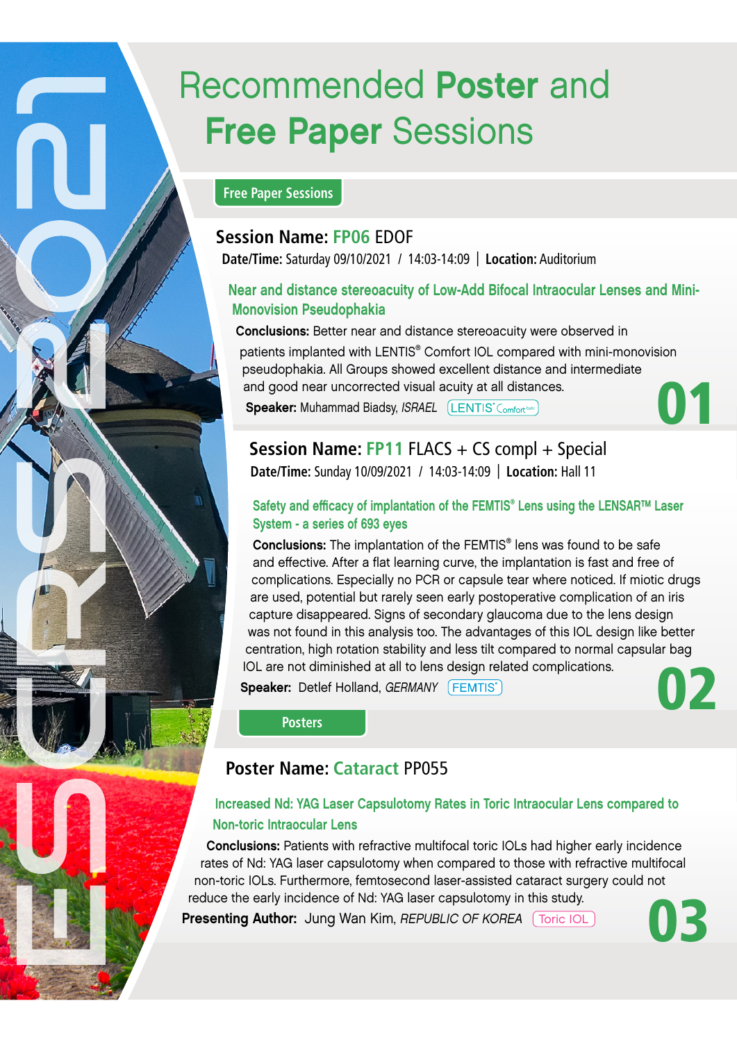# Recommended **Poster** and **Free Paper** Sessions

## Free Paper Sessions

### Session Name: FP06 EDOF

**Date/Time:** Saturday 09/10/2021 / 14:03-14:09 | **Location:** Auditorium

#### Near and distance stereoacuity of Low-Add Bifocal Intraocular Lenses and Mini-Monovision Pseudophakia

**Conclusions:** Better near and distance stereoacuity were observed in patients implanted with LENTIS® Comfort IOL compared with mini-monovision pseudophakia. All Groups showed excellent distance and intermediate and good near uncorrected visual acuity at all distances.

**Speaker:** Muhammad Biadsy, *ISRAEL* LENTIS® Comfort toric

**01**

### Session Name: FP11 FLACS + CS compl + Special

**Date/Time:** Sunday 10/09/2021 / 14:03-14:09 | **Location:** Hall 11

#### Safety and efficacy of implantation of the FEMTIS® Lens using the LENSAR™ Laser System - a series of 693 eyes

**Conclusions:** The implantation of the FEMTIS® lens was found to be safe and effective. After a flat learning curve, the implantation is fast and free of complications. Especially no PCR or capsule tear where noticed. If miotic drugs are used, potential but rarely seen early postoperative complication of an iris capture disappeared. Signs of secondary glaucoma due to the lens design was not found in this analysis too. The advantages of this IOL design like better centration, high rotation stability and less tilt compared to normal capsular bag IOL are not diminished at all to lens design related complications.

**Speaker:** Detlef Holland, *GERMANY* FEMTIS®

**02**

## Posters

### Poster Name: Cataract PP055

#### Increased Nd: YAG Laser Capsulotomy Rates in Toric Intraocular Lens compared to Non-toric Intraocular Lens

**Conclusions:** Patients with refractive multifocal toric IOLs had higher early incidence rates of Nd: YAG laser capsulotomy when compared to those with refractive multifocal non-toric IOLs. Furthermore, femtosecond laser-assisted cataract surgery could not reduce the early incidence of Nd: YAG laser capsulotomy in this study.

**Presenting Author:** Jung Wan Kim, *REPUBLIC OF KOREA* Toric IOL

**03**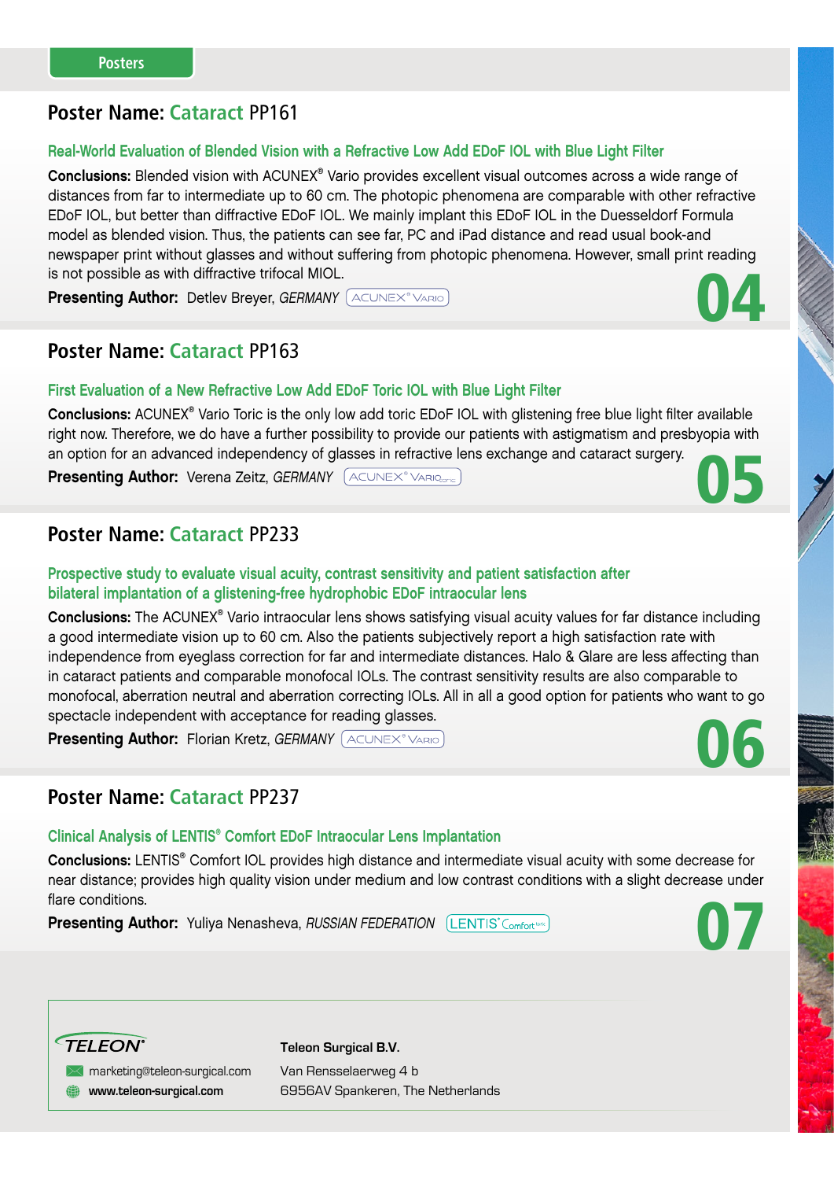Posters

## Poster Name: Cataract PP161

### Real-World Evaluation of Blended Vision with a Refractive Low Add EDoF IOL with Blue Light Filter

**Conclusions:** Blended vision with ACUNEX® Vario provides excellent visual outcomes across a wide range of distances from far to intermediate up to 60 cm. The photopic phenomena are comparable with other refractive EDoF IOL, but better than diffractive EDoF IOL. We mainly implant this EDoF IOL in the Duesseldorf Formula model as blended vision. Thus, the patients can see far, PC and iPad distance and read usual book-and newspaper print without glasses and without suffering from photopic phenomena. However, small print reading is not possible as with diffractive trifocal MIOL.

**Presenting Author:** Detlev Breyer, *GERMANY* ACUNEX® VARIO

04

## Poster Name: Cataract PP163

### First Evaluation of a New Refractive Low Add EDoF Toric IOL with Blue Light Filter

**Conclusions:** ACUNEX® Vario Toric is the only low add toric EDoF IOL with glistening free blue light filter available right now. Therefore, we do have a further possibility to provide our patients with astigmatism and presbyopia with an option for an advanced independency of glasses in refractive lens exchange and cataract surgery.

**Presenting Author:** Verena Zeitz, *GERMANY* ACUNEX® VARIO Toric

05

## Poster Name: Cataract PP233

### Prospective study to evaluate visual acuity, contrast sensitivity and patient satisfaction after bilateral implantation of a glistening-free hydrophobic EDoF intraocular lens

**Conclusions:** The ACUNEX® Vario intraocular lens shows satisfying visual acuity values for far distance including a good intermediate vision up to 60 cm. Also the patients subjectively report a high satisfaction rate with independence from eyeglass correction for far and intermediate distances. Halo & Glare are less affecting than in cataract patients and comparable monofocal IOLs. The contrast sensitivity results are also comparable to monofocal, aberration neutral and aberration correcting IOLs. All in all a good option for patients who want to go spectacle independent with acceptance for reading glasses.

**Presenting Author:** Florian Kretz, *GERMANY* ACUNEX® VARIO

06

## Poster Name: Cataract PP237

### Clinical Analysis of LENTIS® Comfort EDoF Intraocular Lens Implantation

**Conclusions:** LENTIS® Comfort IOL provides high distance and intermediate visual acuity with some decrease for near distance; provides high quality vision under medium and low contrast conditions with a slight decrease under flare conditions.

**Presenting Author:** Yuliya Nenasheva, *RUSSIAN FEDERATION* LENTIS® Comfort

07

TELEON®

marketing@teleon-surgical.com

**www.teleon-surgical.com**

**Teleon Surgical B.V.**

Van Rensselaerweg 4 b

6956AV Spankeren, The Netherlands